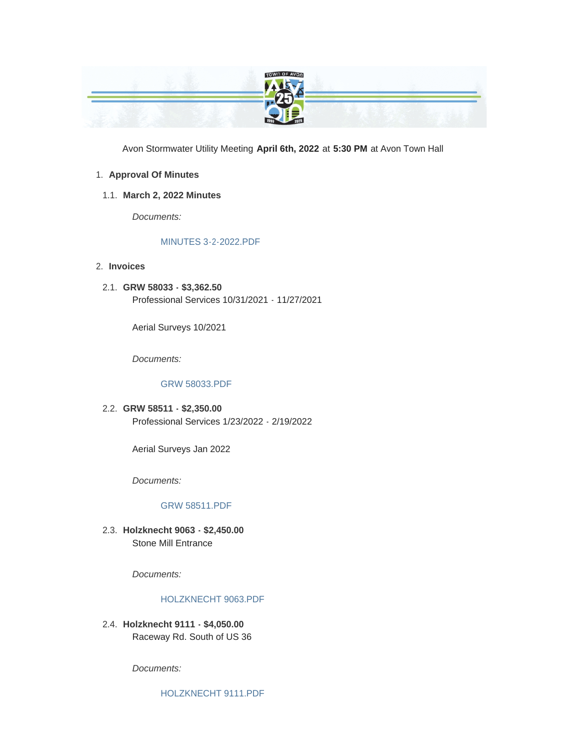Avon Stormwater Utility Meeting **April 6th, 2022** at **5:30 PM** at Avon Town Hall

1. **Approval Of Minutes**

1.1. **March 2, 2022 Minutes**

*Documents:*

MINUTES 3-2-2022.PDF

2. **Invoices**

2.1. **GRW 58033 - $3,362.50**
Professional Services 10/31/2021 - 11/27/2021

Aerial Surveys 10/2021

*Documents:*

GRW 58033.PDF

2.2. **GRW 58511 - $2,350.00**
Professional Services 1/23/2022 - 2/19/2022

Aerial Surveys Jan 2022

*Documents:*

GRW 58511.PDF

2.3. **Holzknecht 9063 - $2,450.00**
Stone Mill Entrance

*Documents:*

HOLZKNECHT 9063.PDF

2.4. **Holzknecht 9111 - $4,050.00**
Raceway Rd. South of US 36

*Documents:*

HOLZKNECHT 9111.PDF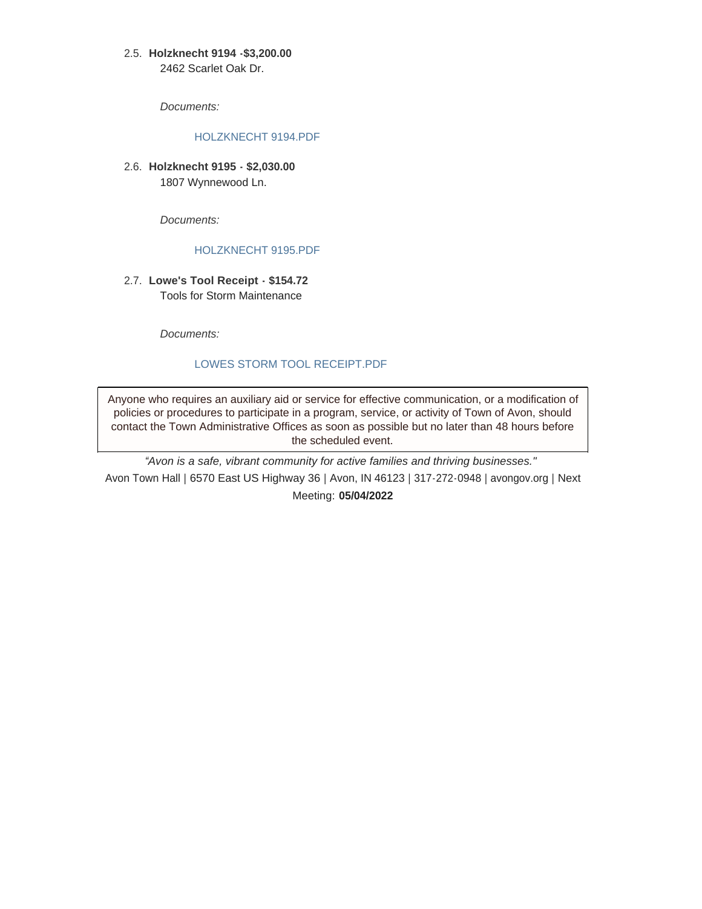2.5. **Holzknecht 9194 -$3,200.00**

2462 Scarlet Oak Dr.

*Documents:*

HOLZKNECHT 9194.PDF

2.6. **Holzknecht 9195 - $2,030.00**

1807 Wynnewood Ln.

*Documents:*

HOLZKNECHT 9195.PDF

2.7. **Lowe's Tool Receipt - $154.72**

Tools for Storm Maintenance

*Documents:*

LOWES STORM TOOL RECEIPT.PDF

Anyone who requires an auxiliary aid or service for effective communication, or a modification of policies or procedures to participate in a program, service, or activity of Town of Avon, should contact the Town Administrative Offices as soon as possible but no later than 48 hours before the scheduled event.

*“Avon is a safe, vibrant community for active families and thriving businesses."*

Avon Town Hall | 6570 East US Highway 36 | Avon, IN 46123 | 317-272-0948 | avongov.org | Next Meeting: **05/04/2022**